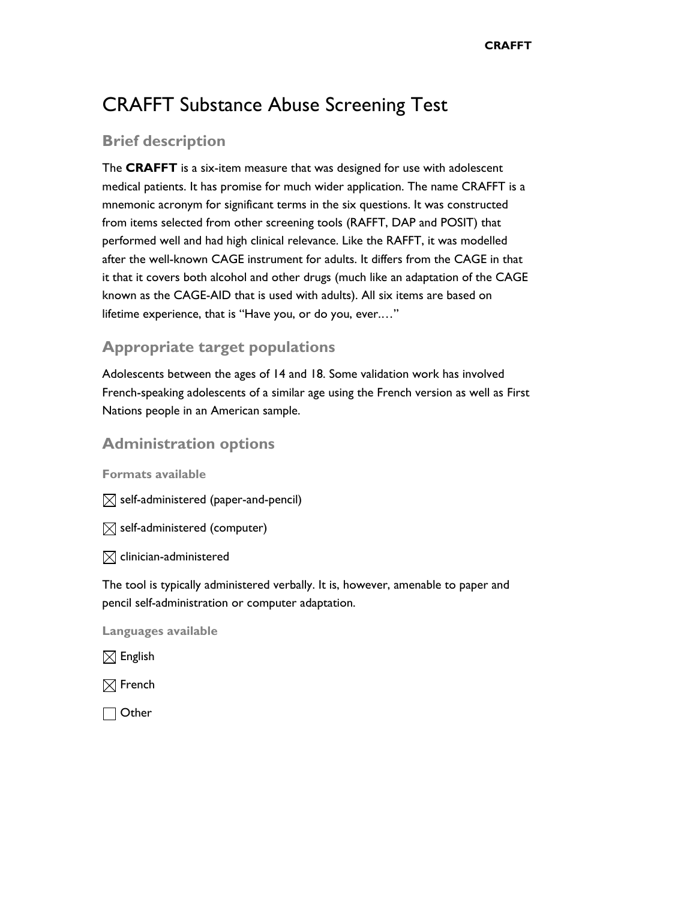# CRAFFT Substance Abuse Screening Test

## Brief description

The **CRAFFT** is a six-item measure that was designed for use with adolescent medical patients. It has promise for much wider application. The name CRAFFT is a mnemonic acronym for significant terms in the six questions. It was constructed from items selected from other screening tools (RAFFT, DAP and POSIT) that performed well and had high clinical relevance. Like the RAFFT, it was modelled after the well-known CAGE instrument for adults. It differs from the CAGE in that it that it covers both alcohol and other drugs (much like an adaptation of the CAGE known as the CAGE-AID that is used with adults). All six items are based on lifetime experience, that is "Have you, or do you, ever.…"

## Appropriate target populations

Adolescents between the ages of 14 and 18. Some validation work has involved French-speaking adolescents of a similar age using the French version as well as First Nations people in an American sample.

## Administration options

### Formats available

☒ self-administered (paper-and-pencil)

☒ self-administered (computer)

☒ clinician-administered

The tool is typically administered verbally. It is, however, amenable to paper and pencil self-administration or computer adaptation.

### Languages available

☒ English

☒ French

☐ Other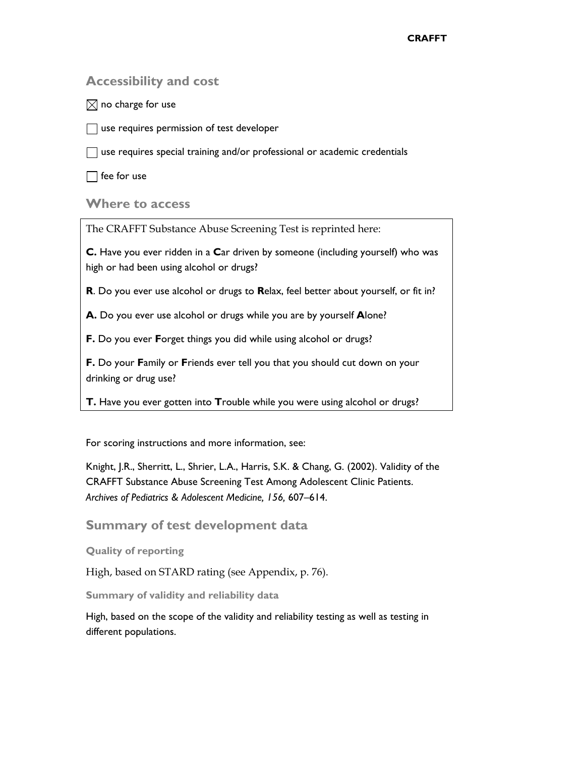## Accessibility and cost

☒ no charge for use

☐ use requires permission of test developer

☐ use requires special training and/or professional or academic credentials

☐ fee for use

## Where to access

The CRAFFT Substance Abuse Screening Test is reprinted here:

**C.** Have you ever ridden in a **C**ar driven by someone (including yourself) who was high or had been using alcohol or drugs?

**R**. Do you ever use alcohol or drugs to **R**elax, feel better about yourself, or fit in?

**A.** Do you ever use alcohol or drugs while you are by yourself **A**lone?

**F.** Do you ever **F**orget things you did while using alcohol or drugs?

**F.** Do your **F**amily or **F**riends ever tell you that you should cut down on your drinking or drug use?

**T.** Have you ever gotten into **T**rouble while you were using alcohol or drugs?

For scoring instructions and more information, see:

Knight, J.R., Sherritt, L., Shrier, L.A., Harris, S.K. & Chang, G. (2002). Validity of the CRAFFT Substance Abuse Screening Test Among Adolescent Clinic Patients. *Archives of Pediatrics & Adolescent Medicine, 156,* 607–614.

## Summary of test development data

### Quality of reporting

High, based on STARD rating (see Appendix, p. 76).

### Summary of validity and reliability data

High, based on the scope of the validity and reliability testing as well as testing in different populations.